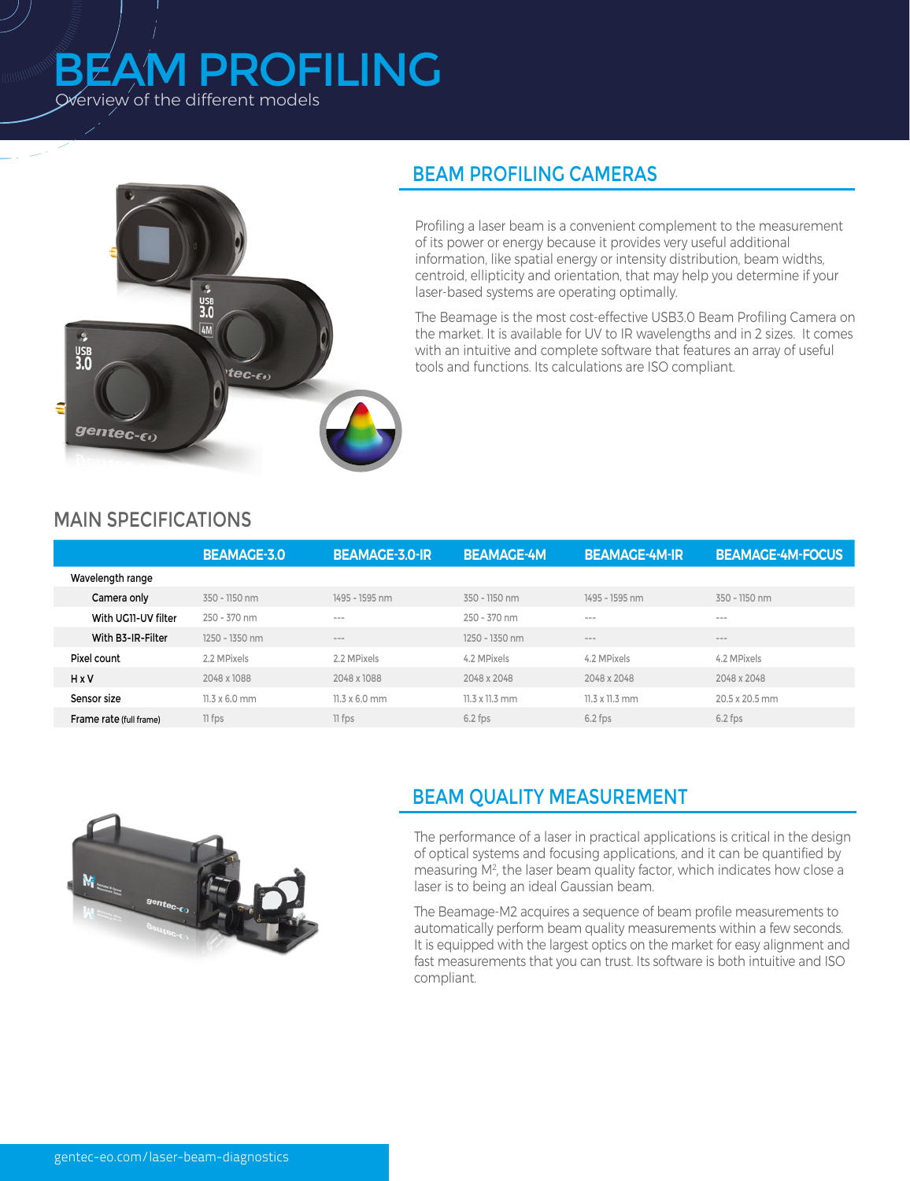# BEAM PROFILING

Overview of the different models

## BEAM PROFILING CAMERAS

Profiling a laser beam is a convenient complement to the measurement of its power or energy because it provides very useful additional information, like spatial energy or intensity distribution, beam widths, centroid, ellipticity and orientation, that may help you determine if your laser-based systems are operating optimally.

The Beamage is the most cost-effective USB3.0 Beam Profiling Camera on the market. It is available for UV to IR wavelengths and in 2 sizes. It comes with an intuitive and complete software that features an array of useful tools and functions. Its calculations are ISO compliant.

## MAIN SPECIFICATIONS

| | BEAMAGE-3.0 | BEAMAGE-3.0-IR | BEAMAGE-4M | BEAMAGE-4M-IR | BEAMAGE-4M-FOCUS |
|---|---|---|---|---|---|
| Wavelength range | | | | | |
| Camera only | 350 - 1150 nm | 1495 - 1595 nm | 350 - 1150 nm | 1495 - 1595 nm | 350 - 1150 nm |
| With UG11-UV filter | 250 - 370 nm | --- | 250 - 370 nm | --- | --- |
| With B3-IR-Filter | 1250 - 1350 nm | --- | 1250 - 1350 nm | --- | --- |
| Pixel count | 2.2 MPixels | 2.2 MPixels | 4.2 MPixels | 4.2 MPixels | 4.2 MPixels |
| H x V | 2048 x 1088 | 2048 x 1088 | 2048 x 2048 | 2048 x 2048 | 2048 x 2048 |
| Sensor size | 11.3 x 6.0 mm | 11.3 x 6.0 mm | 11.3 x 11.3 mm | 11.3 x 11.3 mm | 20.5 x 20.5 mm |
| Frame rate (full frame) | 11 fps | 11 fps | 6.2 fps | 6.2 fps | 6.2 fps |

## BEAM QUALITY MEASUREMENT

The performance of a laser in practical applications is critical in the design of optical systems and focusing applications, and it can be quantified by measuring $M^2$, the laser beam quality factor, which indicates how close a laser is to being an ideal Gaussian beam.

The Beamage-M2 acquires a sequence of beam profile measurements to automatically perform beam quality measurements within a few seconds. It is equipped with the largest optics on the market for easy alignment and fast measurements that you can trust. Its software is both intuitive and ISO compliant.

gentec-eo.com/laser-beam-diagnostics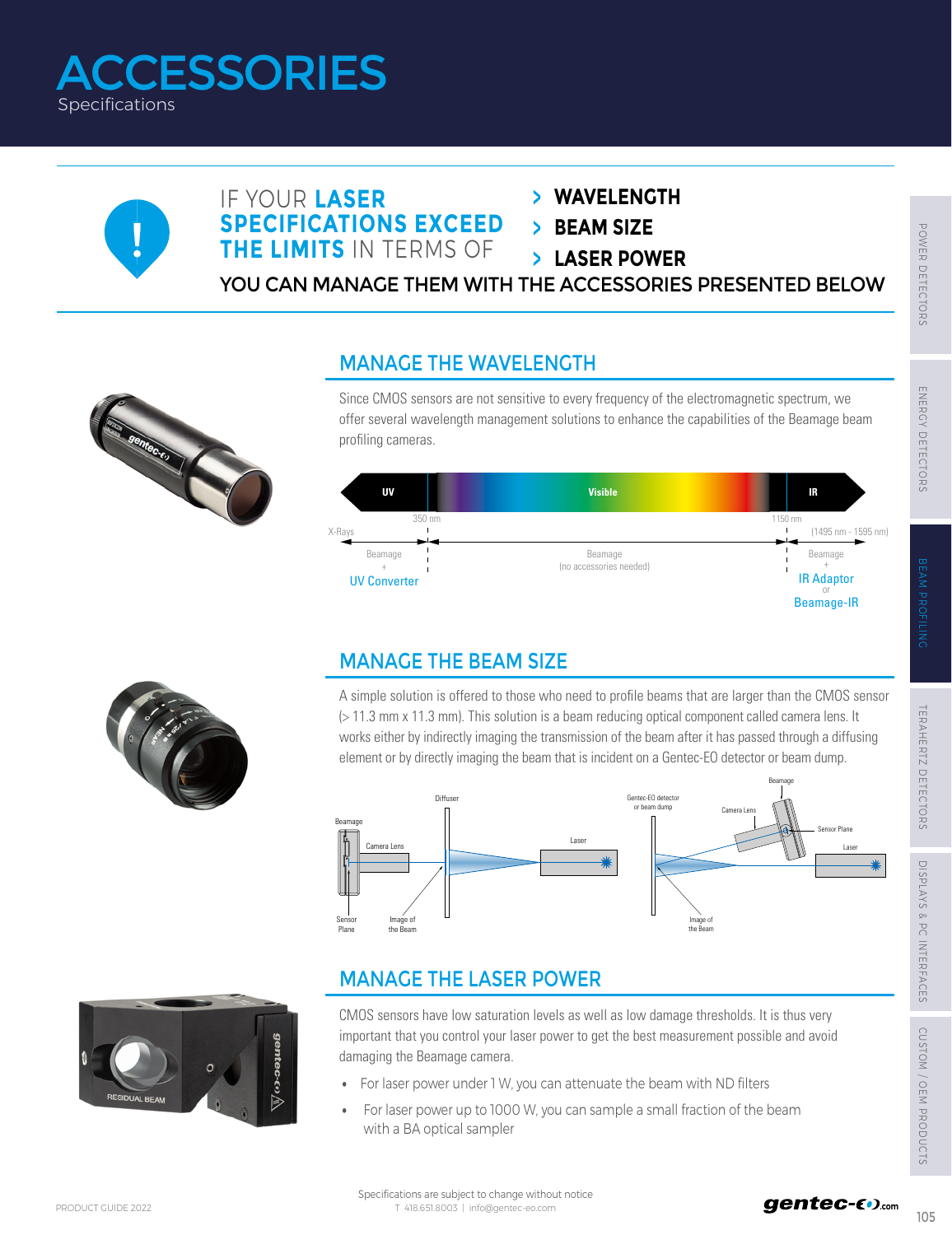# ACCESSORIES

Specifications

IF YOUR **LASER SPECIFICATIONS EXCEED THE LIMITS** IN TERMS OF

- **WAVELENGTH**
- **BEAM SIZE**
- **LASER POWER**

YOU CAN MANAGE THEM WITH THE ACCESSORIES PRESENTED BELOW

## MANAGE THE WAVELENGTH

Since CMOS sensors are not sensitive to every frequency of the electromagnetic spectrum, we offer several wavelength management solutions to enhance the capabilities of the Beamage beam profiling cameras.

UV
Visible
IR
350 nm
1150 nm
X-Rays
(1495 nm - 1595 nm)
Beamage + UV Converter
Beamage (no accessories needed)
Beamage + IR Adaptor or Beamage-IR

## MANAGE THE BEAM SIZE

A simple solution is offered to those who need to profile beams that are larger than the CMOS sensor (> 11.3 mm x 11.3 mm). This solution is a beam reducing optical component called camera lens. It works either by indirectly imaging the transmission of the beam after it has passed through a diffusing element or by directly imaging the beam that is incident on a Gentec-EO detector or beam dump.

Beamage
Camera Lens
Diffuser
Laser
Sensor Plane
Image of the Beam
Gentec-EO detector or beam dump
Camera Lens
Beamage
Sensor Plane
Laser
Image of the Beam

## MANAGE THE LASER POWER

CMOS sensors have low saturation levels as well as low damage thresholds. It is thus very important that you control your laser power to get the best measurement possible and avoid damaging the Beamage camera.

- For laser power under 1 W, you can attenuate the beam with ND filters
- For laser power up to 1000 W, you can sample a small fraction of the beam with a BA optical sampler

Specifications are subject to change without notice
T 418.651.8003 | info@gentec-eo.com